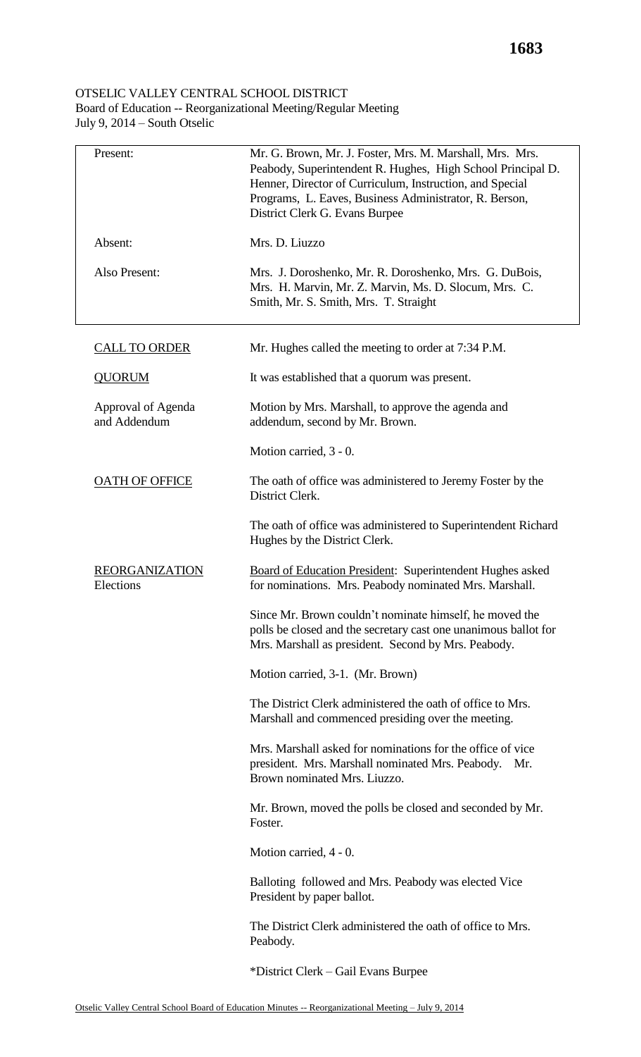OTSELIC VALLEY CENTRAL SCHOOL DISTRICT
Board of Education -- Reorganizational Meeting/Regular Meeting
July 9, 2014 – South Otselic

| | |
|---|---|
| Present: | Mr. G. Brown, Mr. J. Foster, Mrs. M. Marshall, Mrs. Mrs. Peabody, Superintendent R. Hughes, High School Principal D. Henner, Director of Curriculum, Instruction, and Special Programs, L. Eaves, Business Administrator, R. Berson, District Clerk G. Evans Burpee |
| Absent: | Mrs. D. Liuzzo |
| Also Present: | Mrs. J. Doroshenko, Mr. R. Doroshenko, Mrs. G. DuBois, Mrs. H. Marvin, Mr. Z. Marvin, Ms. D. Slocum, Mrs. C. Smith, Mr. S. Smith, Mrs. T. Straight |

CALL TO ORDER — Mr. Hughes called the meeting to order at 7:34 P.M.

QUORUM — It was established that a quorum was present.

Approval of Agenda and Addendum — Motion by Mrs. Marshall, to approve the agenda and addendum, second by Mr. Brown.

Motion carried, 3 - 0.

OATH OF OFFICE — The oath of office was administered to Jeremy Foster by the District Clerk.

The oath of office was administered to Superintendent Richard Hughes by the District Clerk.

REORGANIZATION
Elections — Board of Education President: Superintendent Hughes asked for nominations. Mrs. Peabody nominated Mrs. Marshall.

Since Mr. Brown couldn't nominate himself, he moved the polls be closed and the secretary cast one unanimous ballot for Mrs. Marshall as president. Second by Mrs. Peabody.

Motion carried, 3-1. (Mr. Brown)

The District Clerk administered the oath of office to Mrs. Marshall and commenced presiding over the meeting.

Mrs. Marshall asked for nominations for the office of vice president. Mrs. Marshall nominated Mrs. Peabody. Mr. Brown nominated Mrs. Liuzzo.

Mr. Brown, moved the polls be closed and seconded by Mr. Foster.

Motion carried, 4 - 0.

Balloting followed and Mrs. Peabody was elected Vice President by paper ballot.

The District Clerk administered the oath of office to Mrs. Peabody.

*District Clerk – Gail Evans Burpee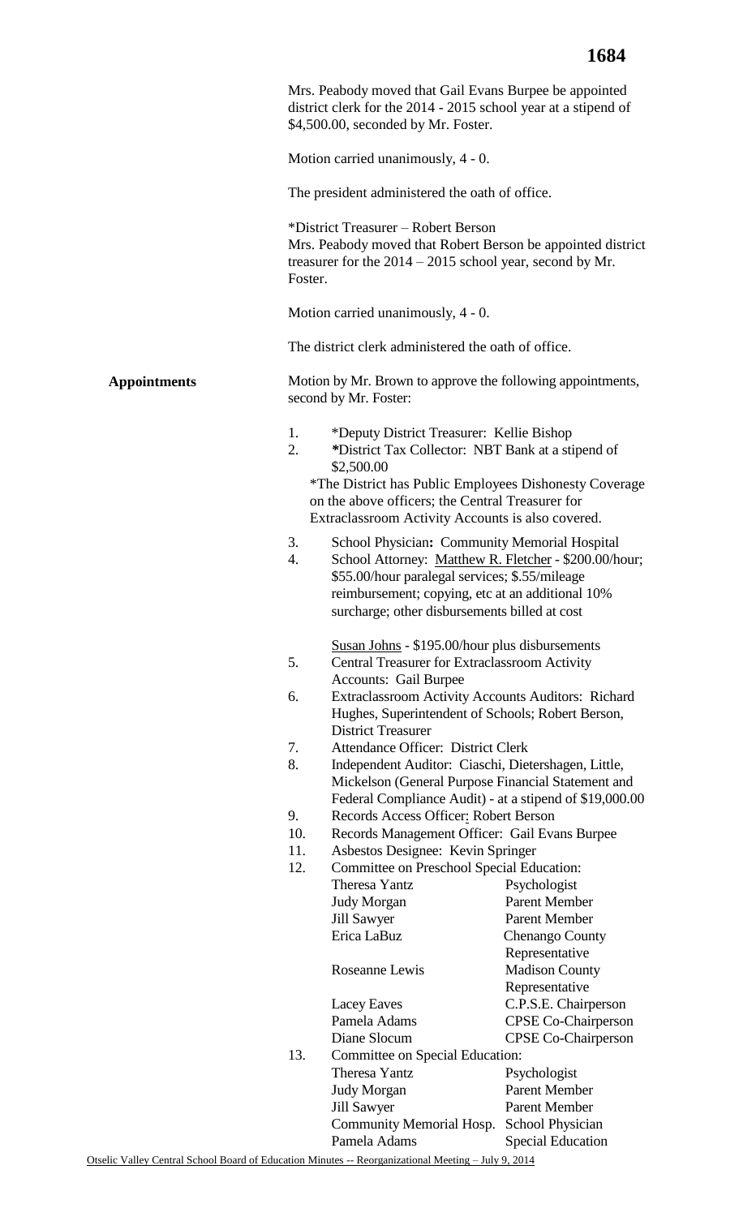Mrs. Peabody moved that Gail Evans Burpee be appointed district clerk for the 2014 - 2015 school year at a stipend of $4,500.00, seconded by Mr. Foster.

Motion carried unanimously, 4 - 0.

The president administered the oath of office.

*District Treasurer – Robert Berson
Mrs. Peabody moved that Robert Berson be appointed district treasurer for the 2014 – 2015 school year, second by Mr. Foster.

Motion carried unanimously, 4 - 0.

The district clerk administered the oath of office.

**Appointments**

Motion by Mr. Brown to approve the following appointments, second by Mr. Foster:

1. *Deputy District Treasurer: Kellie Bishop
2. **\***District Tax Collector: NBT Bank at a stipend of $2,500.00

   *The District has Public Employees Dishonesty Coverage on the above officers; the Central Treasurer for Extraclassroom Activity Accounts is also covered.

3. School Physician**:** Community Memorial Hospital
4. School Attorney: Matthew R. Fletcher - $200.00/hour; $55.00/hour paralegal services; $.55/mileage reimbursement; copying, etc at an additional 10% surcharge; other disbursements billed at cost

   Susan Johns - $195.00/hour plus disbursements
5. Central Treasurer for Extraclassroom Activity Accounts: Gail Burpee
6. Extraclassroom Activity Accounts Auditors: Richard Hughes, Superintendent of Schools; Robert Berson, District Treasurer
7. Attendance Officer: District Clerk
8. Independent Auditor: Ciaschi, Dietershagen, Little, Mickelson (General Purpose Financial Statement and Federal Compliance Audit) - at a stipend of $19,000.00
9. Records Access Officer: Robert Berson
10. Records Management Officer: Gail Evans Burpee
11. Asbestos Designee: Kevin Springer
12. Committee on Preschool Special Education:

| | |
|---|---|
| Theresa Yantz | Psychologist |
| Judy Morgan | Parent Member |
| Jill Sawyer | Parent Member |
| Erica LaBuz | Chenango County Representative |
| Roseanne Lewis | Madison County Representative |
| Lacey Eaves | C.P.S.E. Chairperson |
| Pamela Adams | CPSE Co-Chairperson |
| Diane Slocum | CPSE Co-Chairperson |

13. Committee on Special Education:

| | |
|---|---|
| Theresa Yantz | Psychologist |
| Judy Morgan | Parent Member |
| Jill Sawyer | Parent Member |
| Community Memorial Hosp. | School Physician |
| Pamela Adams | Special Education |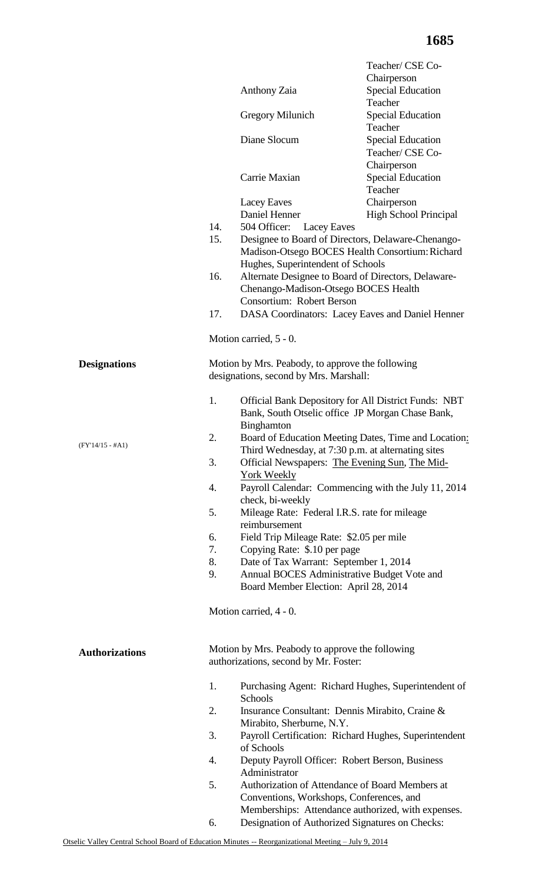| | |
|---|---|
| | Teacher/ CSE Co-Chairperson |
| Anthony Zaia | Special Education Teacher |
| Gregory Milunich | Special Education Teacher |
| Diane Slocum | Special Education Teacher/ CSE Co-Chairperson |
| Carrie Maxian | Special Education Teacher |
| Lacey Eaves | Chairperson |
| Daniel Henner | High School Principal |

14. 504 Officer: Lacey Eaves
15. Designee to Board of Directors, Delaware-Chenango-Madison-Otsego BOCES Health Consortium: Richard Hughes, Superintendent of Schools
16. Alternate Designee to Board of Directors, Delaware-Chenango-Madison-Otsego BOCES Health Consortium: Robert Berson
17. DASA Coordinators: Lacey Eaves and Daniel Henner

Motion carried, 5 - 0.

**Designations**

(FY'14/15 - #A1)

Motion by Mrs. Peabody, to approve the following designations, second by Mrs. Marshall:

1. Official Bank Depository for All District Funds: NBT Bank, South Otselic office JP Morgan Chase Bank, Binghamton
2. Board of Education Meeting Dates, Time and Location: Third Wednesday, at 7:30 p.m. at alternating sites
3. Official Newspapers: The Evening Sun, The Mid-York Weekly
4. Payroll Calendar: Commencing with the July 11, 2014 check, bi-weekly
5. Mileage Rate: Federal I.R.S. rate for mileage reimbursement
6. Field Trip Mileage Rate: $2.05 per mile
7. Copying Rate: $.10 per page
8. Date of Tax Warrant: September 1, 2014
9. Annual BOCES Administrative Budget Vote and Board Member Election: April 28, 2014

Motion carried, 4 - 0.

**Authorizations**

Motion by Mrs. Peabody to approve the following authorizations, second by Mr. Foster:

1. Purchasing Agent: Richard Hughes, Superintendent of Schools
2. Insurance Consultant: Dennis Mirabito, Craine & Mirabito, Sherburne, N.Y.
3. Payroll Certification: Richard Hughes, Superintendent of Schools
4. Deputy Payroll Officer: Robert Berson, Business Administrator
5. Authorization of Attendance of Board Members at Conventions, Workshops, Conferences, and Memberships: Attendance authorized, with expenses.
6. Designation of Authorized Signatures on Checks: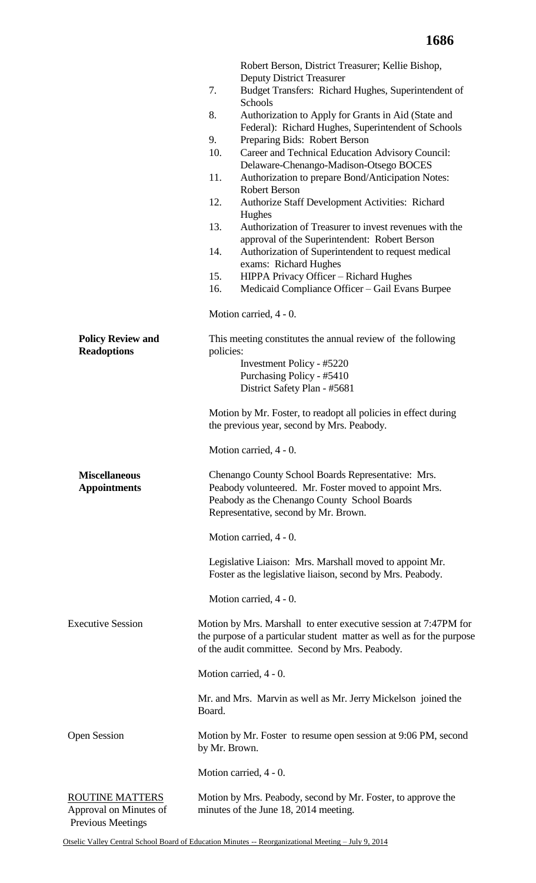Robert Berson, District Treasurer; Kellie Bishop, Deputy District Treasurer

7. Budget Transfers: Richard Hughes, Superintendent of Schools
8. Authorization to Apply for Grants in Aid (State and Federal): Richard Hughes, Superintendent of Schools
9. Preparing Bids: Robert Berson
10. Career and Technical Education Advisory Council: Delaware-Chenango-Madison-Otsego BOCES
11. Authorization to prepare Bond/Anticipation Notes: Robert Berson
12. Authorize Staff Development Activities: Richard Hughes
13. Authorization of Treasurer to invest revenues with the approval of the Superintendent: Robert Berson
14. Authorization of Superintendent to request medical exams: Richard Hughes
15. HIPPA Privacy Officer – Richard Hughes
16. Medicaid Compliance Officer – Gail Evans Burpee

Motion carried, 4 - 0.

**Policy Review and Readoptions**

This meeting constitutes the annual review of the following policies:

Investment Policy - #5220
Purchasing Policy - #5410
District Safety Plan - #5681

Motion by Mr. Foster, to readopt all policies in effect during the previous year, second by Mrs. Peabody.

Motion carried, 4 - 0.

**Miscellaneous Appointments**

Chenango County School Boards Representative: Mrs. Peabody volunteered. Mr. Foster moved to appoint Mrs. Peabody as the Chenango County School Boards Representative, second by Mr. Brown.

Motion carried, 4 - 0.

Legislative Liaison: Mrs. Marshall moved to appoint Mr. Foster as the legislative liaison, second by Mrs. Peabody.

Motion carried, 4 - 0.

Executive Session

Motion by Mrs. Marshall to enter executive session at 7:47PM for the purpose of a particular student matter as well as for the purpose of the audit committee. Second by Mrs. Peabody.

Motion carried, 4 - 0.

Mr. and Mrs. Marvin as well as Mr. Jerry Mickelson joined the Board.

Open Session

Motion by Mr. Foster to resume open session at 9:06 PM, second by Mr. Brown.

Motion carried, 4 - 0.

ROUTINE MATTERS
Approval on Minutes of Previous Meetings

Motion by Mrs. Peabody, second by Mr. Foster, to approve the minutes of the June 18, 2014 meeting.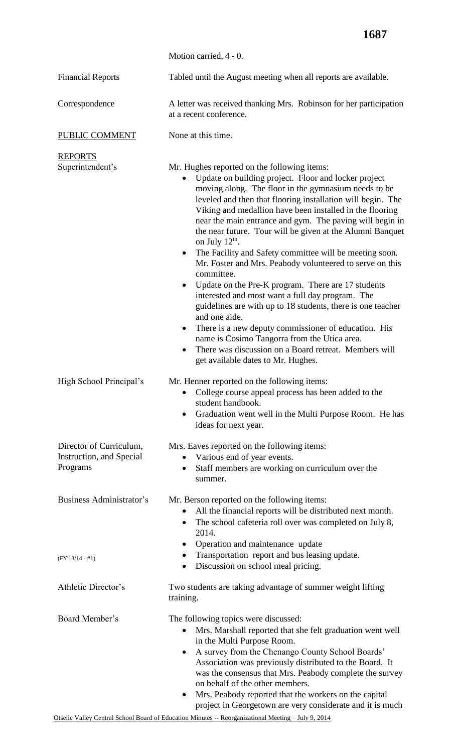Motion carried, 4 - 0.

Financial Reports — Tabled until the August meeting when all reports are available.

Correspondence — A letter was received thanking Mrs. Robinson for her participation at a recent conference.

PUBLIC COMMENT — None at this time.

REPORTS

Superintendent's — Mr. Hughes reported on the following items:

- Update on building project. Floor and locker project moving along. The floor in the gymnasium needs to be leveled and then that flooring installation will begin. The Viking and medallion have been installed in the flooring near the main entrance and gym. The paving will begin in the near future. Tour will be given at the Alumni Banquet on July 12th.
- The Facility and Safety committee will be meeting soon. Mr. Foster and Mrs. Peabody volunteered to serve on this committee.
- Update on the Pre-K program. There are 17 students interested and most want a full day program. The guidelines are with up to 18 students, there is one teacher and one aide.
- There is a new deputy commissioner of education. His name is Cosimo Tangorra from the Utica area.
- There was discussion on a Board retreat. Members will get available dates to Mr. Hughes.

High School Principal's — Mr. Henner reported on the following items:

- College course appeal process has been added to the student handbook.
- Graduation went well in the Multi Purpose Room. He has ideas for next year.

Director of Curriculum, Instruction, and Special Programs — Mrs. Eaves reported on the following items:

- Various end of year events.
- Staff members are working on curriculum over the summer.

Business Administrator's — Mr. Berson reported on the following items:

- All the financial reports will be distributed next month.
- The school cafeteria roll over was completed on July 8, 2014.
- Operation and maintenance update
- Transportation report and bus leasing update.
- Discussion on school meal pricing.

(FY'13/14 - #1)

Athletic Director's — Two students are taking advantage of summer weight lifting training.

Board Member's — The following topics were discussed:

- Mrs. Marshall reported that she felt graduation went well in the Multi Purpose Room.
- A survey from the Chenango County School Boards' Association was previously distributed to the Board. It was the consensus that Mrs. Peabody complete the survey on behalf of the other members.
- Mrs. Peabody reported that the workers on the capital project in Georgetown are very considerate and it is much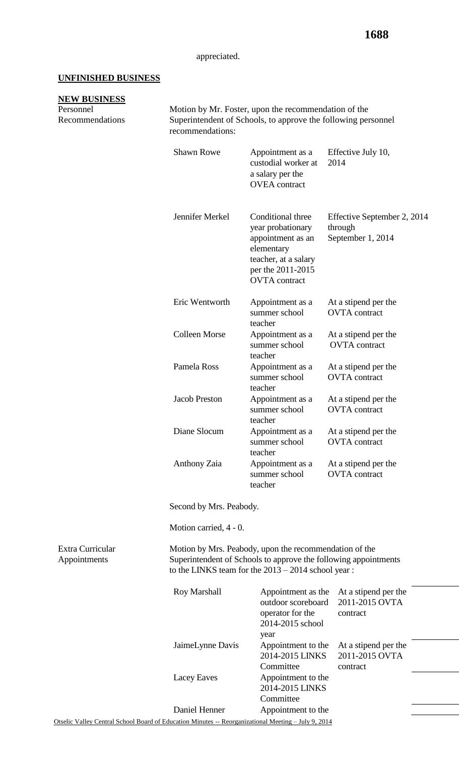appreciated.

**UNFINISHED BUSINESS**

**NEW BUSINESS**

Personnel Recommendations

Motion by Mr. Foster, upon the recommendation of the Superintendent of Schools, to approve the following personnel recommendations:

| | | |
|---|---|---|
| Shawn Rowe | Appointment as a custodial worker at a salary per the OVEA contract | Effective July 10, 2014 |
| Jennifer Merkel | Conditional three year probationary appointment as an elementary teacher, at a salary per the 2011-2015 OVTA contract | Effective September 2, 2014 through September 1, 2014 |
| Eric Wentworth | Appointment as a summer school teacher | At a stipend per the OVTA contract |
| Colleen Morse | Appointment as a summer school teacher | At a stipend per the OVTA contract |
| Pamela Ross | Appointment as a summer school teacher | At a stipend per the OVTA contract |
| Jacob Preston | Appointment as a summer school teacher | At a stipend per the OVTA contract |
| Diane Slocum | Appointment as a summer school teacher | At a stipend per the OVTA contract |
| Anthony Zaia | Appointment as a summer school teacher | At a stipend per the OVTA contract |

Second by Mrs. Peabody.

Motion carried, 4 - 0.

Extra Curricular Appointments

Motion by Mrs. Peabody, upon the recommendation of the Superintendent of Schools to approve the following appointments to the LINKS team for the 2013 – 2014 school year :

| | | |
|---|---|---|
| Roy Marshall | Appointment as the outdoor scoreboard operator for the 2014-2015 school year | At a stipend per the 2011-2015 OVTA contract |
| JaimeLynne Davis | Appointment to the 2014-2015 LINKS Committee | At a stipend per the 2011-2015 OVTA contract |
| Lacey Eaves | Appointment to the 2014-2015 LINKS Committee | |
| Daniel Henner | Appointment to the | |

Otselic Valley Central School Board of Education Minutes -- Reorganizational Meeting – July 9, 2014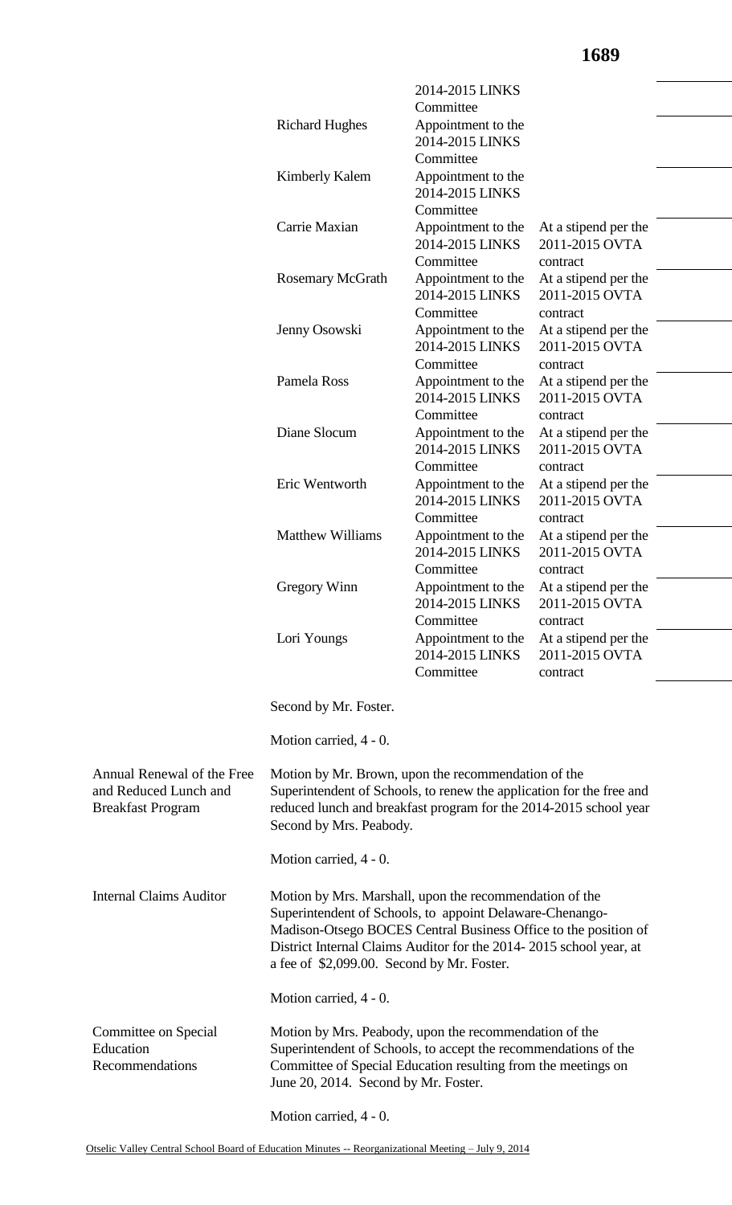| | | |
|---|---|---|
| | 2014-2015 LINKS Committee | |
| Richard Hughes | Appointment to the 2014-2015 LINKS Committee | |
| Kimberly Kalem | Appointment to the 2014-2015 LINKS Committee | |
| Carrie Maxian | Appointment to the 2014-2015 LINKS Committee | At a stipend per the 2011-2015 OVTA contract |
| Rosemary McGrath | Appointment to the 2014-2015 LINKS Committee | At a stipend per the 2011-2015 OVTA contract |
| Jenny Osowski | Appointment to the 2014-2015 LINKS Committee | At a stipend per the 2011-2015 OVTA contract |
| Pamela Ross | Appointment to the 2014-2015 LINKS Committee | At a stipend per the 2011-2015 OVTA contract |
| Diane Slocum | Appointment to the 2014-2015 LINKS Committee | At a stipend per the 2011-2015 OVTA contract |
| Eric Wentworth | Appointment to the 2014-2015 LINKS Committee | At a stipend per the 2011-2015 OVTA contract |
| Matthew Williams | Appointment to the 2014-2015 LINKS Committee | At a stipend per the 2011-2015 OVTA contract |
| Gregory Winn | Appointment to the 2014-2015 LINKS Committee | At a stipend per the 2011-2015 OVTA contract |
| Lori Youngs | Appointment to the 2014-2015 LINKS Committee | At a stipend per the 2011-2015 OVTA contract |

Second by Mr. Foster.

Motion carried, 4 - 0.

**Annual Renewal of the Free and Reduced Lunch and Breakfast Program**

Motion by Mr. Brown, upon the recommendation of the Superintendent of Schools, to renew the application for the free and reduced lunch and breakfast program for the 2014-2015 school year Second by Mrs. Peabody.

Motion carried, 4 - 0.

**Internal Claims Auditor**

Motion by Mrs. Marshall, upon the recommendation of the Superintendent of Schools, to appoint Delaware-Chenango-Madison-Otsego BOCES Central Business Office to the position of District Internal Claims Auditor for the 2014- 2015 school year, at a fee of $2,099.00. Second by Mr. Foster.

Motion carried, 4 - 0.

**Committee on Special Education Recommendations**

Motion by Mrs. Peabody, upon the recommendation of the Superintendent of Schools, to accept the recommendations of the Committee of Special Education resulting from the meetings on June 20, 2014. Second by Mr. Foster.

Motion carried, 4 - 0.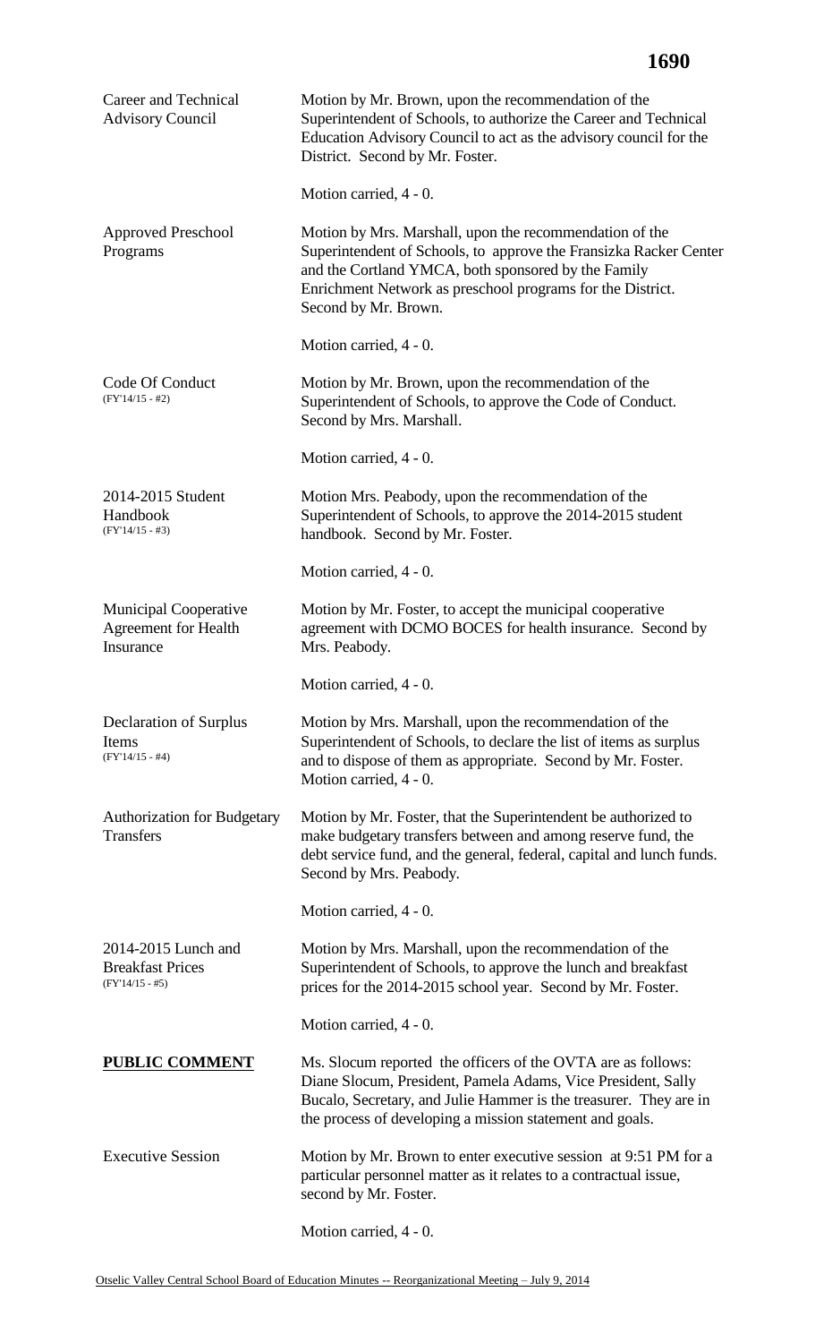| | |
|---|---|
| Career and Technical Advisory Council | Motion by Mr. Brown, upon the recommendation of the Superintendent of Schools, to authorize the Career and Technical Education Advisory Council to act as the advisory council for the District. Second by Mr. Foster.<br><br>Motion carried, 4 - 0. |
| Approved Preschool Programs | Motion by Mrs. Marshall, upon the recommendation of the Superintendent of Schools, to approve the Fransizka Racker Center and the Cortland YMCA, both sponsored by the Family Enrichment Network as preschool programs for the District. Second by Mr. Brown.<br><br>Motion carried, 4 - 0. |
| Code Of Conduct (FY'14/15 - #2) | Motion by Mr. Brown, upon the recommendation of the Superintendent of Schools, to approve the Code of Conduct. Second by Mrs. Marshall.<br><br>Motion carried, 4 - 0. |
| 2014-2015 Student Handbook (FY'14/15 - #3) | Motion Mrs. Peabody, upon the recommendation of the Superintendent of Schools, to approve the 2014-2015 student handbook. Second by Mr. Foster.<br><br>Motion carried, 4 - 0. |
| Municipal Cooperative Agreement for Health Insurance | Motion by Mr. Foster, to accept the municipal cooperative agreement with DCMO BOCES for health insurance. Second by Mrs. Peabody.<br><br>Motion carried, 4 - 0. |
| Declaration of Surplus Items (FY'14/15 - #4) | Motion by Mrs. Marshall, upon the recommendation of the Superintendent of Schools, to declare the list of items as surplus and to dispose of them as appropriate. Second by Mr. Foster. Motion carried, 4 - 0. |
| Authorization for Budgetary Transfers | Motion by Mr. Foster, that the Superintendent be authorized to make budgetary transfers between and among reserve fund, the debt service fund, and the general, federal, capital and lunch funds. Second by Mrs. Peabody.<br><br>Motion carried, 4 - 0. |
| 2014-2015 Lunch and Breakfast Prices (FY'14/15 - #5) | Motion by Mrs. Marshall, upon the recommendation of the Superintendent of Schools, to approve the lunch and breakfast prices for the 2014-2015 school year. Second by Mr. Foster.<br><br>Motion carried, 4 - 0. |
| **PUBLIC COMMENT** | Ms. Slocum reported the officers of the OVTA are as follows: Diane Slocum, President, Pamela Adams, Vice President, Sally Bucalo, Secretary, and Julie Hammer is the treasurer. They are in the process of developing a mission statement and goals. |
| Executive Session | Motion by Mr. Brown to enter executive session at 9:51 PM for a particular personnel matter as it relates to a contractual issue, second by Mr. Foster.<br><br>Motion carried, 4 - 0. |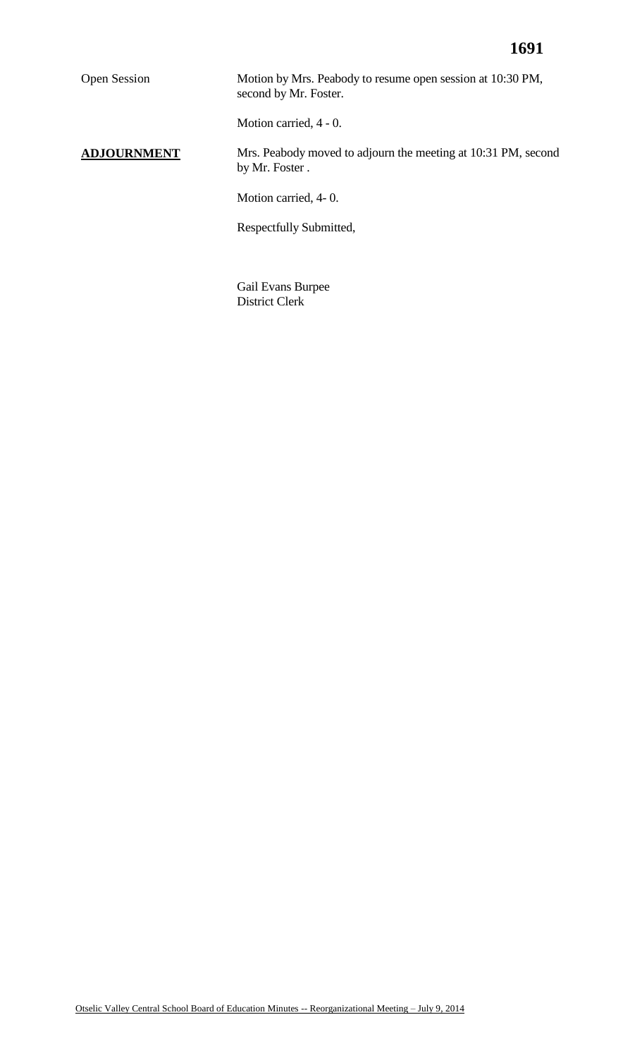Open Session

Motion by Mrs. Peabody to resume open session at 10:30 PM, second by Mr. Foster.

Motion carried, 4 - 0.

**ADJOURNMENT**

Mrs. Peabody moved to adjourn the meeting at 10:31 PM, second by Mr. Foster .

Motion carried, 4- 0.

Respectfully Submitted,

Gail Evans Burpee
District Clerk